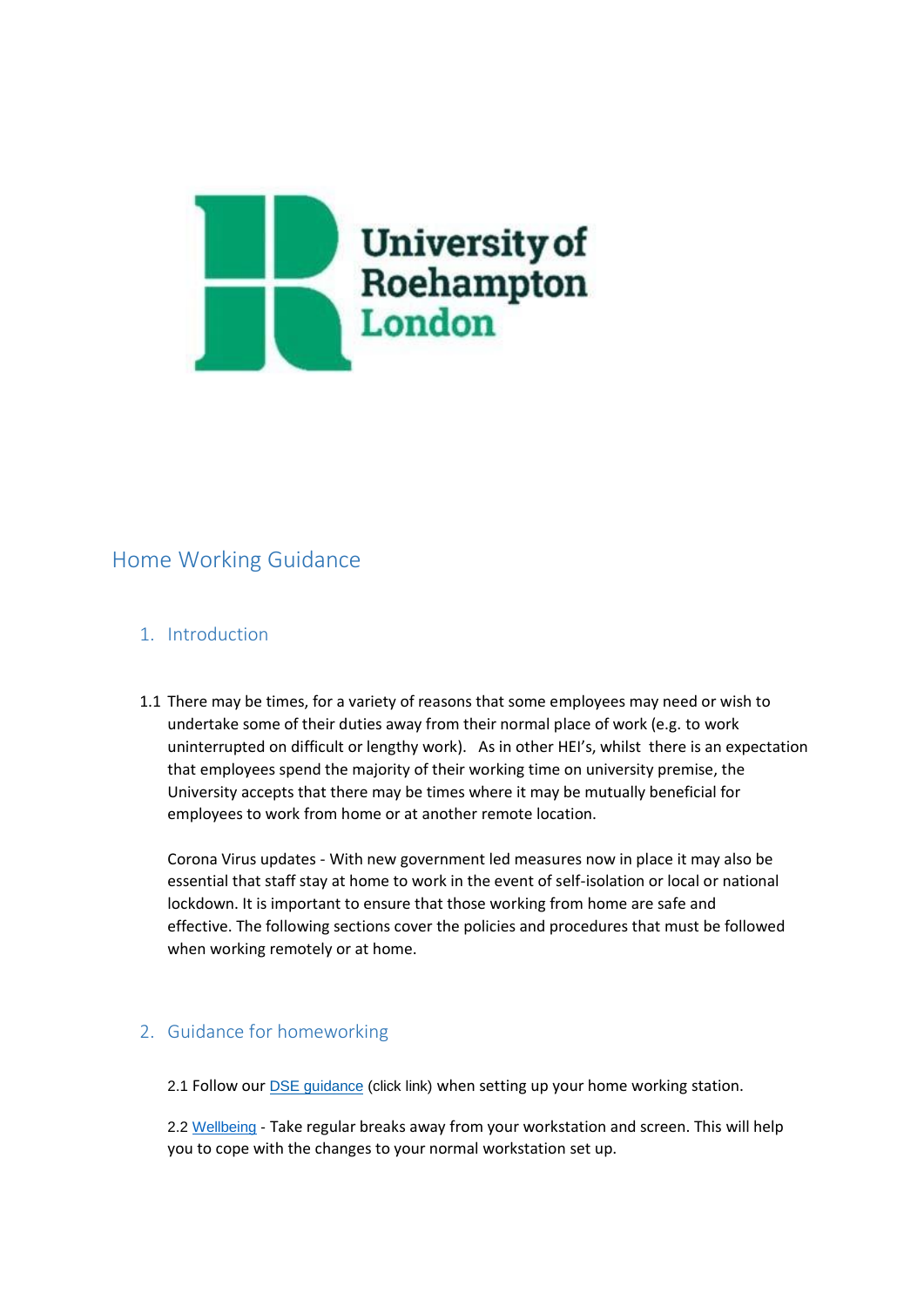University of Roehampton London

# Home Working Guidance

## 1. Introduction

1.1 There may be times, for a variety of reasons that some employees may need or wish to undertake some of their duties away from their normal place of work (e.g. to work uninterrupted on difficult or lengthy work). As in other HEI's, whilst there is an expectation that employees spend the majority of their working time on university premise, the University accepts that there may be times where it may be mutually beneficial for employees to work from home or at another remote location.

Corona Virus updates - With new government led measures now in place it may also be essential that staff stay at home to work in the event of self-isolation or local or national lockdown. It is important to ensure that those working from home are safe and effective. The following sections cover the policies and procedures that must be followed when working remotely or at home.

## 2. Guidance for homeworking

2.1 Follow our DSE guidance (click link) when setting up your home working station.

2.2 Wellbeing - Take regular breaks away from your workstation and screen. This will help you to cope with the changes to your normal workstation set up.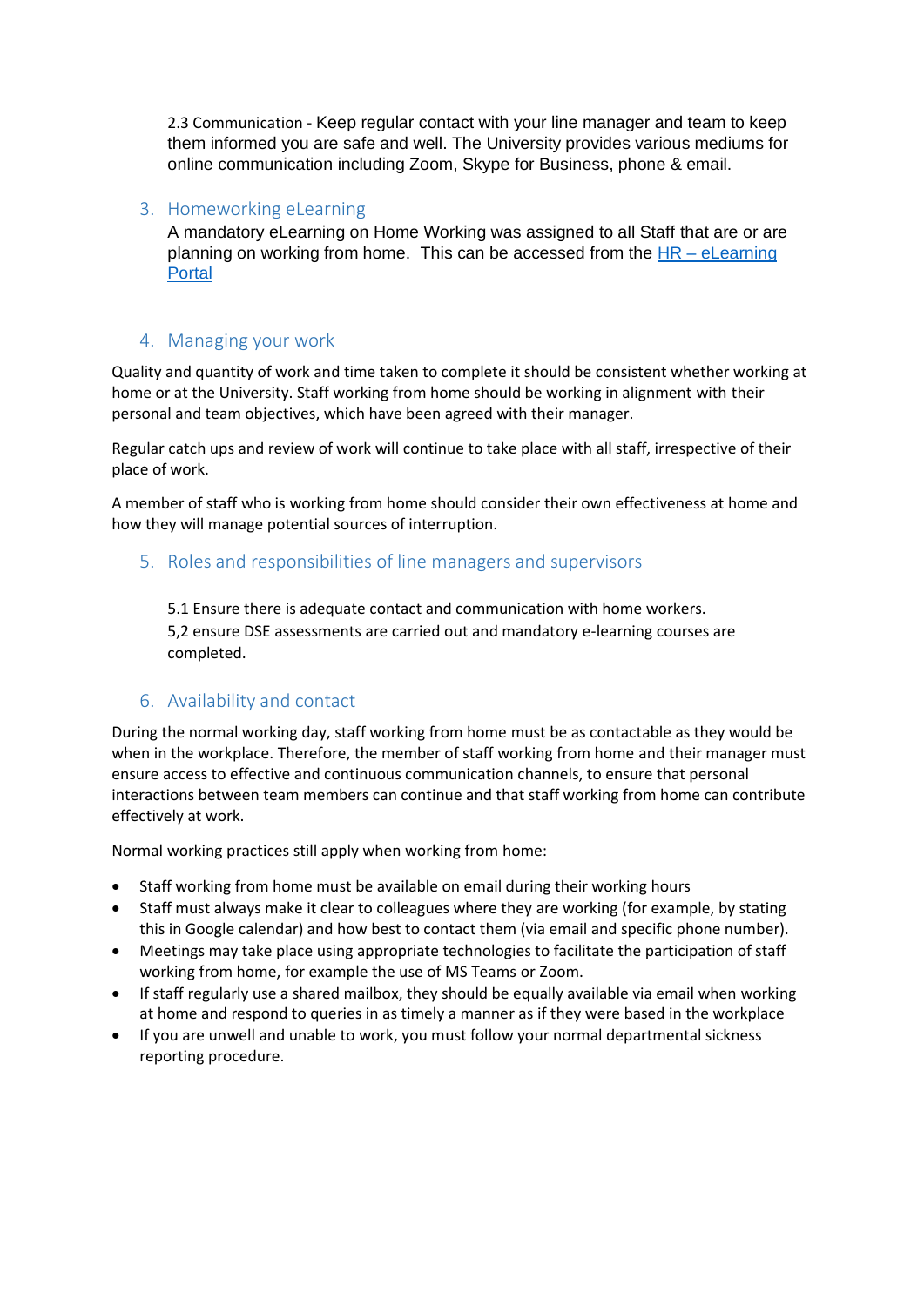2.3 Communication - Keep regular contact with your line manager and team to keep them informed you are safe and well. The University provides various mediums for online communication including Zoom, Skype for Business, phone & email.

## 3. Homeworking eLearning

A mandatory eLearning on Home Working was assigned to all Staff that are or are planning on working from home. This can be accessed from the [HR – eLearning Portal]()

## 4. Managing your work

Quality and quantity of work and time taken to complete it should be consistent whether working at home or at the University. Staff working from home should be working in alignment with their personal and team objectives, which have been agreed with their manager.

Regular catch ups and review of work will continue to take place with all staff, irrespective of their place of work.

A member of staff who is working from home should consider their own effectiveness at home and how they will manage potential sources of interruption.

## 5. Roles and responsibilities of line managers and supervisors

5.1 Ensure there is adequate contact and communication with home workers.
5,2 ensure DSE assessments are carried out and mandatory e-learning courses are completed.

## 6. Availability and contact

During the normal working day, staff working from home must be as contactable as they would be when in the workplace. Therefore, the member of staff working from home and their manager must ensure access to effective and continuous communication channels, to ensure that personal interactions between team members can continue and that staff working from home can contribute effectively at work.

Normal working practices still apply when working from home:

- Staff working from home must be available on email during their working hours
- Staff must always make it clear to colleagues where they are working (for example, by stating this in Google calendar) and how best to contact them (via email and specific phone number).
- Meetings may take place using appropriate technologies to facilitate the participation of staff working from home, for example the use of MS Teams or Zoom.
- If staff regularly use a shared mailbox, they should be equally available via email when working at home and respond to queries in as timely a manner as if they were based in the workplace
- If you are unwell and unable to work, you must follow your normal departmental sickness reporting procedure.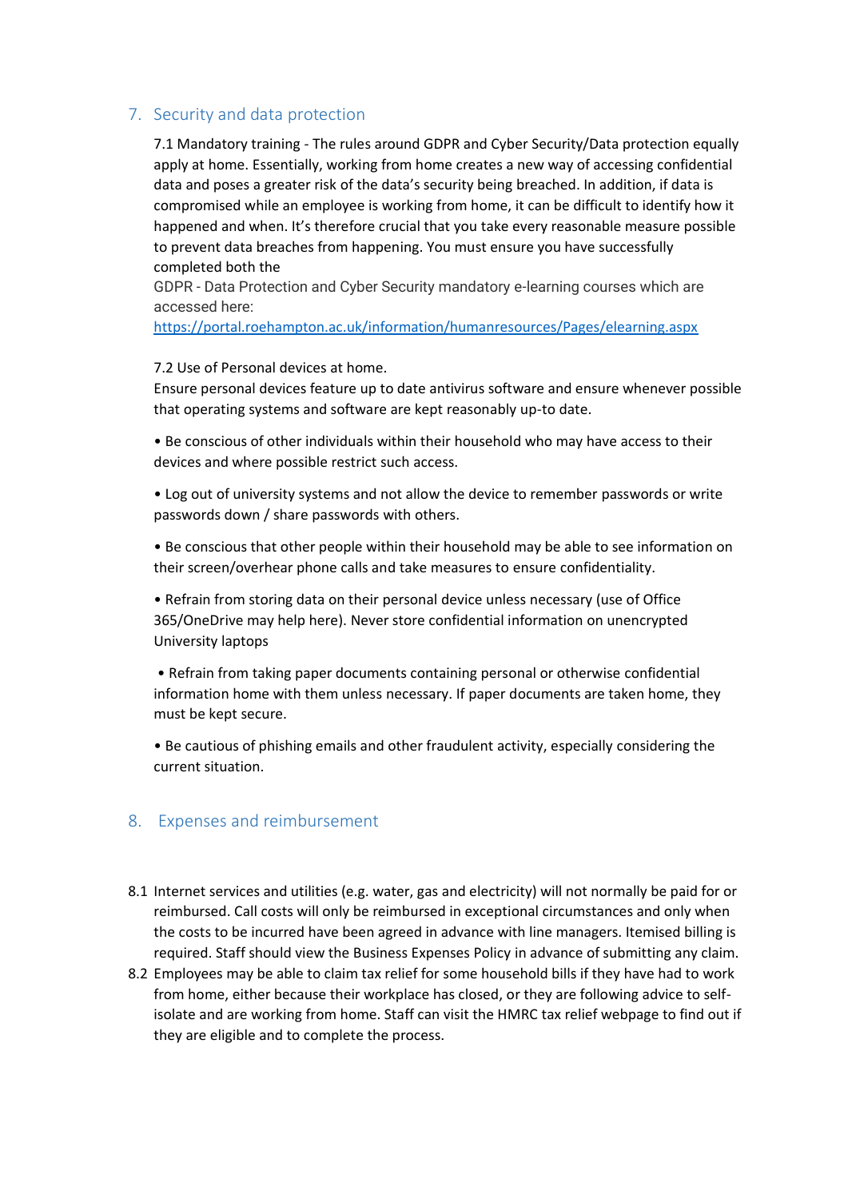## 7. Security and data protection

7.1 Mandatory training - The rules around GDPR and Cyber Security/Data protection equally apply at home. Essentially, working from home creates a new way of accessing confidential data and poses a greater risk of the data's security being breached. In addition, if data is compromised while an employee is working from home, it can be difficult to identify how it happened and when. It's therefore crucial that you take every reasonable measure possible to prevent data breaches from happening. You must ensure you have successfully completed both the
GDPR - Data Protection and Cyber Security mandatory e-learning courses which are accessed here:
https://portal.roehampton.ac.uk/information/humanresources/Pages/elearning.aspx

7.2 Use of Personal devices at home.
Ensure personal devices feature up to date antivirus software and ensure whenever possible that operating systems and software are kept reasonably up-to date.

- Be conscious of other individuals within their household who may have access to their devices and where possible restrict such access.

- Log out of university systems and not allow the device to remember passwords or write passwords down / share passwords with others.

- Be conscious that other people within their household may be able to see information on their screen/overhear phone calls and take measures to ensure confidentiality.

- Refrain from storing data on their personal device unless necessary (use of Office 365/OneDrive may help here). Never store confidential information on unencrypted University laptops

- Refrain from taking paper documents containing personal or otherwise confidential information home with them unless necessary. If paper documents are taken home, they must be kept secure.

- Be cautious of phishing emails and other fraudulent activity, especially considering the current situation.

## 8. Expenses and reimbursement

8.1 Internet services and utilities (e.g. water, gas and electricity) will not normally be paid for or reimbursed. Call costs will only be reimbursed in exceptional circumstances and only when the costs to be incurred have been agreed in advance with line managers. Itemised billing is required. Staff should view the Business Expenses Policy in advance of submitting any claim.

8.2 Employees may be able to claim tax relief for some household bills if they have had to work from home, either because their workplace has closed, or they are following advice to self-isolate and are working from home. Staff can visit the HMRC tax relief webpage to find out if they are eligible and to complete the process.